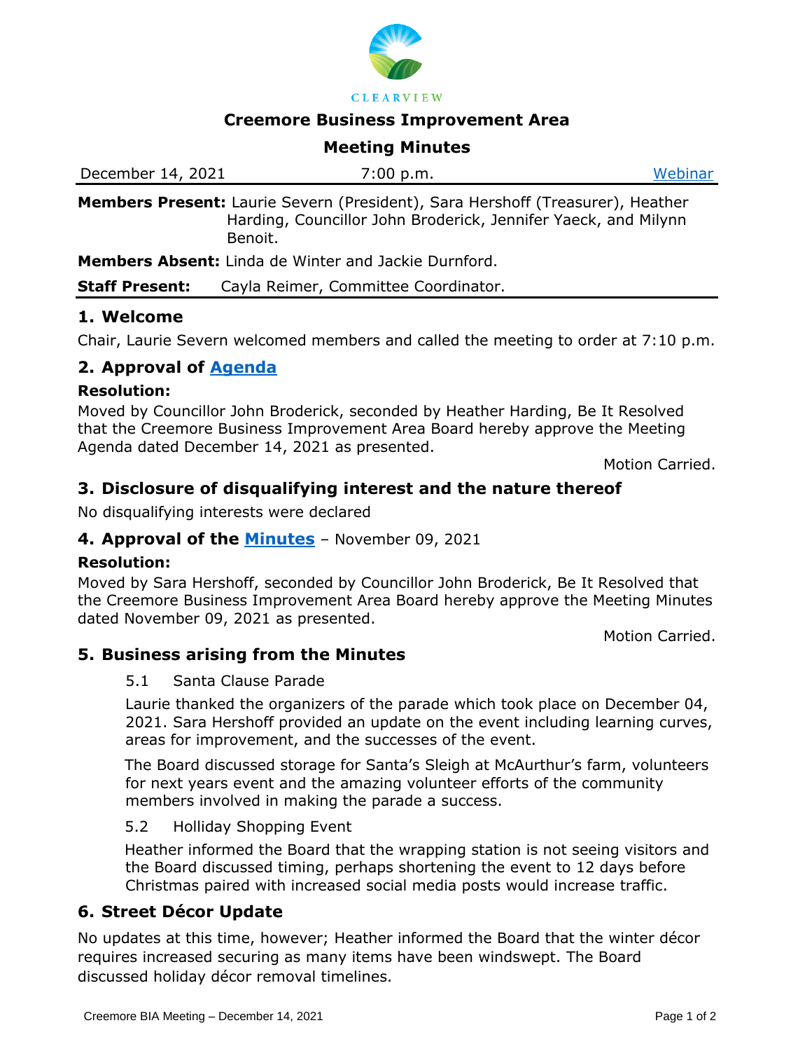CLEARVIEW

# Creemore Business Improvement Area

## Meeting Minutes

December 14, 2021 | 7:00 p.m. | [Webinar]

**Members Present:** Laurie Severn (President), Sara Hershoff (Treasurer), Heather Harding, Councillor John Broderick, Jennifer Yaeck, and Milynn Benoit.

**Members Absent:** Linda de Winter and Jackie Durnford.

**Staff Present:** Cayla Reimer, Committee Coordinator.

## 1. Welcome

Chair, Laurie Severn welcomed members and called the meeting to order at 7:10 p.m.

## 2. Approval of Agenda

### Resolution:

Moved by Councillor John Broderick, seconded by Heather Harding, Be It Resolved that the Creemore Business Improvement Area Board hereby approve the Meeting Agenda dated December 14, 2021 as presented.

Motion Carried.

## 3. Disclosure of disqualifying interest and the nature thereof

No disqualifying interests were declared

## 4. Approval of the Minutes – November 09, 2021

### Resolution:

Moved by Sara Hershoff, seconded by Councillor John Broderick, Be It Resolved that the Creemore Business Improvement Area Board hereby approve the Meeting Minutes dated November 09, 2021 as presented.

Motion Carried.

## 5. Business arising from the Minutes

5.1 Santa Clause Parade

Laurie thanked the organizers of the parade which took place on December 04, 2021. Sara Hershoff provided an update on the event including learning curves, areas for improvement, and the successes of the event.

The Board discussed storage for Santa's Sleigh at McAurthur's farm, volunteers for next years event and the amazing volunteer efforts of the community members involved in making the parade a success.

5.2 Holliday Shopping Event

Heather informed the Board that the wrapping station is not seeing visitors and the Board discussed timing, perhaps shortening the event to 12 days before Christmas paired with increased social media posts would increase traffic.

## 6. Street Décor Update

No updates at this time, however; Heather informed the Board that the winter décor requires increased securing as many items have been windswept. The Board discussed holiday décor removal timelines.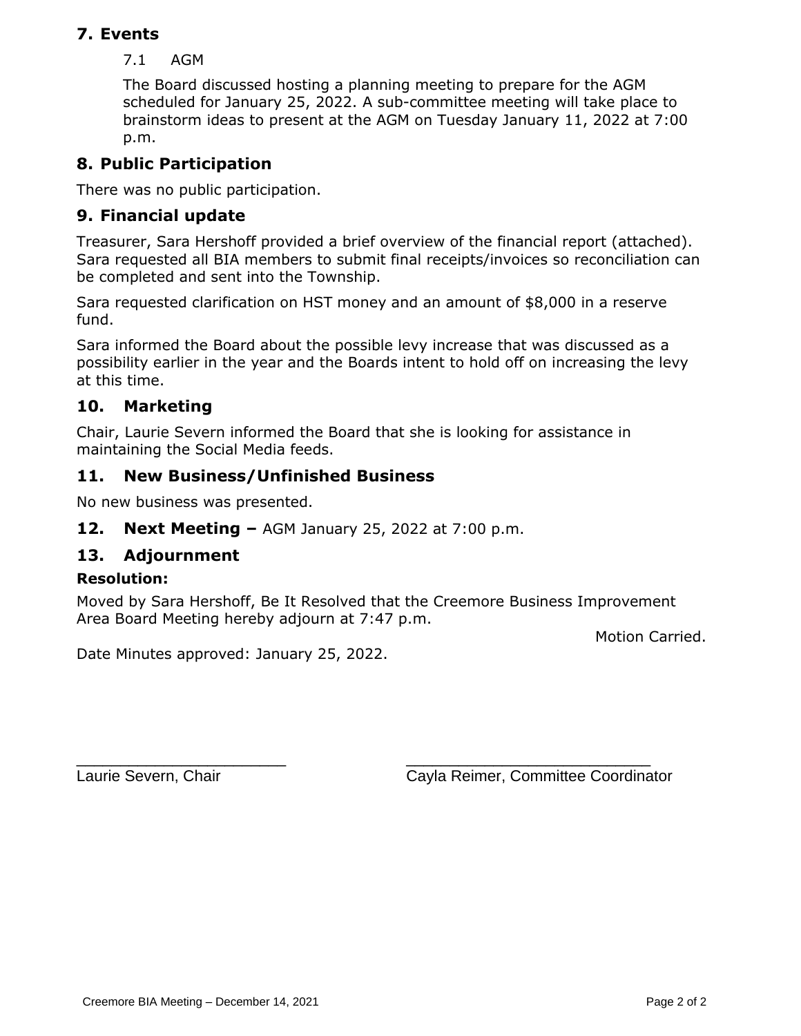## 7. Events

### 7.1 AGM

The Board discussed hosting a planning meeting to prepare for the AGM scheduled for January 25, 2022. A sub-committee meeting will take place to brainstorm ideas to present at the AGM on Tuesday January 11, 2022 at 7:00 p.m.

## 8. Public Participation

There was no public participation.

## 9. Financial update

Treasurer, Sara Hershoff provided a brief overview of the financial report (attached). Sara requested all BIA members to submit final receipts/invoices so reconciliation can be completed and sent into the Township.

Sara requested clarification on HST money and an amount of $8,000 in a reserve fund.

Sara informed the Board about the possible levy increase that was discussed as a possibility earlier in the year and the Boards intent to hold off on increasing the levy at this time.

## 10. Marketing

Chair, Laurie Severn informed the Board that she is looking for assistance in maintaining the Social Media feeds.

## 11. New Business/Unfinished Business

No new business was presented.

## 12. Next Meeting – AGM January 25, 2022 at 7:00 p.m.

## 13. Adjournment

**Resolution:**

Moved by Sara Hershoff, Be It Resolved that the Creemore Business Improvement Area Board Meeting hereby adjourn at 7:47 p.m.

Motion Carried.

Date Minutes approved: January 25, 2022.

________________________ ____________________________

Laurie Severn, Chair Cayla Reimer, Committee Coordinator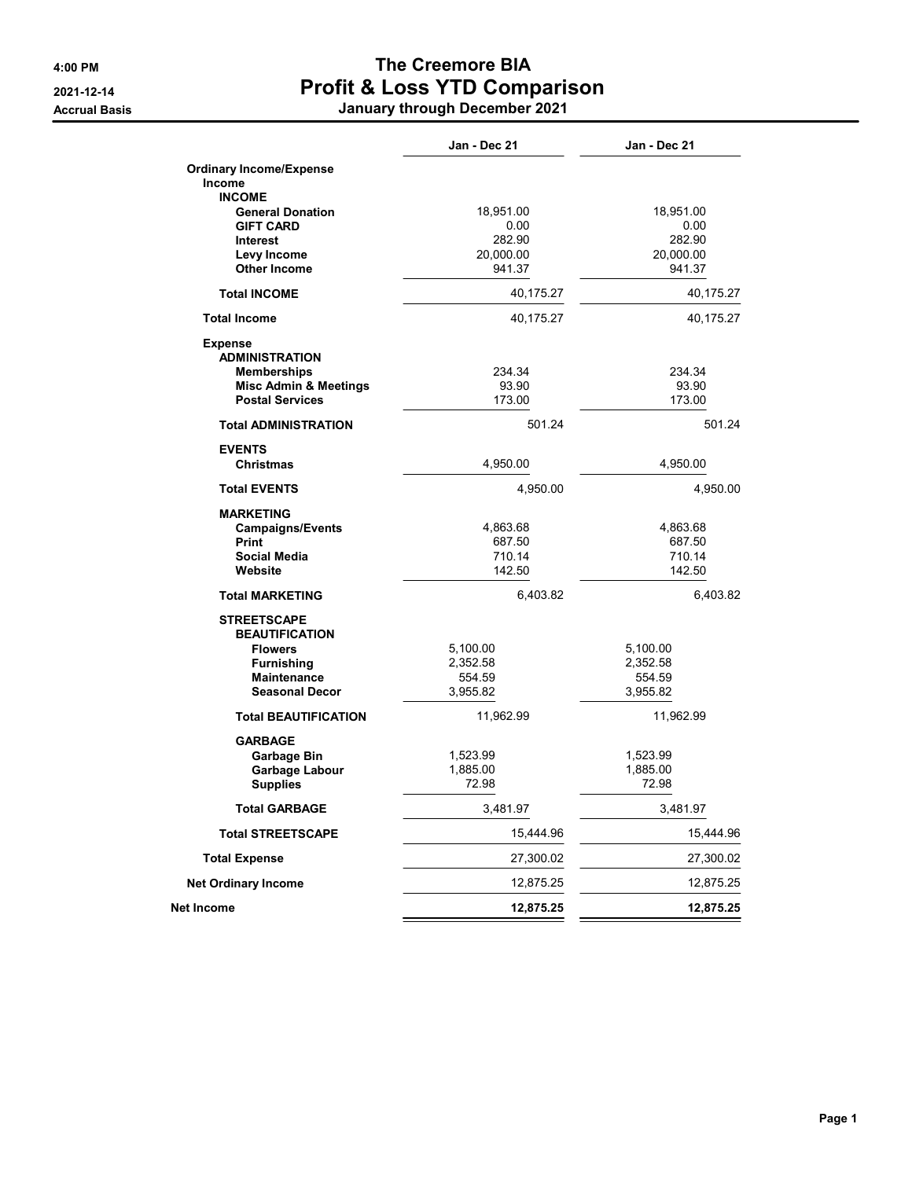# The Creemore BIA

## Profit & Loss YTD Comparison

### January through December 2021

4:00 PM

2021-12-14

Accrual Basis

| | Jan - Dec 21 | Jan - Dec 21 |
|---|---|---|
| **Ordinary Income/Expense** | | |
| **Income** | | |
| **INCOME** | | |
| **General Donation** | 18,951.00 | 18,951.00 |
| **GIFT CARD** | 0.00 | 0.00 |
| **Interest** | 282.90 | 282.90 |
| **Levy Income** | 20,000.00 | 20,000.00 |
| **Other Income** | 941.37 | 941.37 |
| **Total INCOME** | 40,175.27 | 40,175.27 |
| **Total Income** | 40,175.27 | 40,175.27 |
| **Expense** | | |
| **ADMINISTRATION** | | |
| **Memberships** | 234.34 | 234.34 |
| **Misc Admin & Meetings** | 93.90 | 93.90 |
| **Postal Services** | 173.00 | 173.00 |
| **Total ADMINISTRATION** | 501.24 | 501.24 |
| **EVENTS** | | |
| **Christmas** | 4,950.00 | 4,950.00 |
| **Total EVENTS** | 4,950.00 | 4,950.00 |
| **MARKETING** | | |
| **Campaigns/Events** | 4,863.68 | 4,863.68 |
| **Print** | 687.50 | 687.50 |
| **Social Media** | 710.14 | 710.14 |
| **Website** | 142.50 | 142.50 |
| **Total MARKETING** | 6,403.82 | 6,403.82 |
| **STREETSCAPE** | | |
| **BEAUTIFICATION** | | |
| **Flowers** | 5,100.00 | 5,100.00 |
| **Furnishing** | 2,352.58 | 2,352.58 |
| **Maintenance** | 554.59 | 554.59 |
| **Seasonal Decor** | 3,955.82 | 3,955.82 |
| **Total BEAUTIFICATION** | 11,962.99 | 11,962.99 |
| **GARBAGE** | | |
| **Garbage Bin** | 1,523.99 | 1,523.99 |
| **Garbage Labour** | 1,885.00 | 1,885.00 |
| **Supplies** | 72.98 | 72.98 |
| **Total GARBAGE** | 3,481.97 | 3,481.97 |
| **Total STREETSCAPE** | 15,444.96 | 15,444.96 |
| **Total Expense** | 27,300.02 | 27,300.02 |
| **Net Ordinary Income** | 12,875.25 | 12,875.25 |
| **Net Income** | **12,875.25** | **12,875.25** |